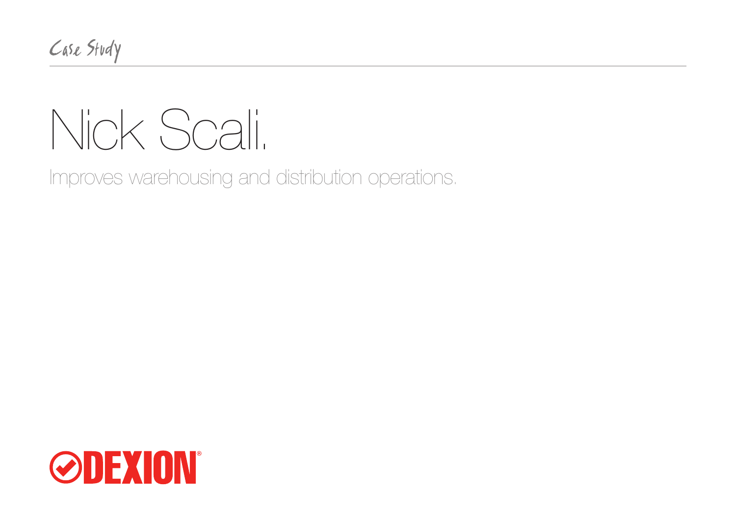Case Study

# Nick Scali.

Improves warehousing and distribution operations.

DEXION®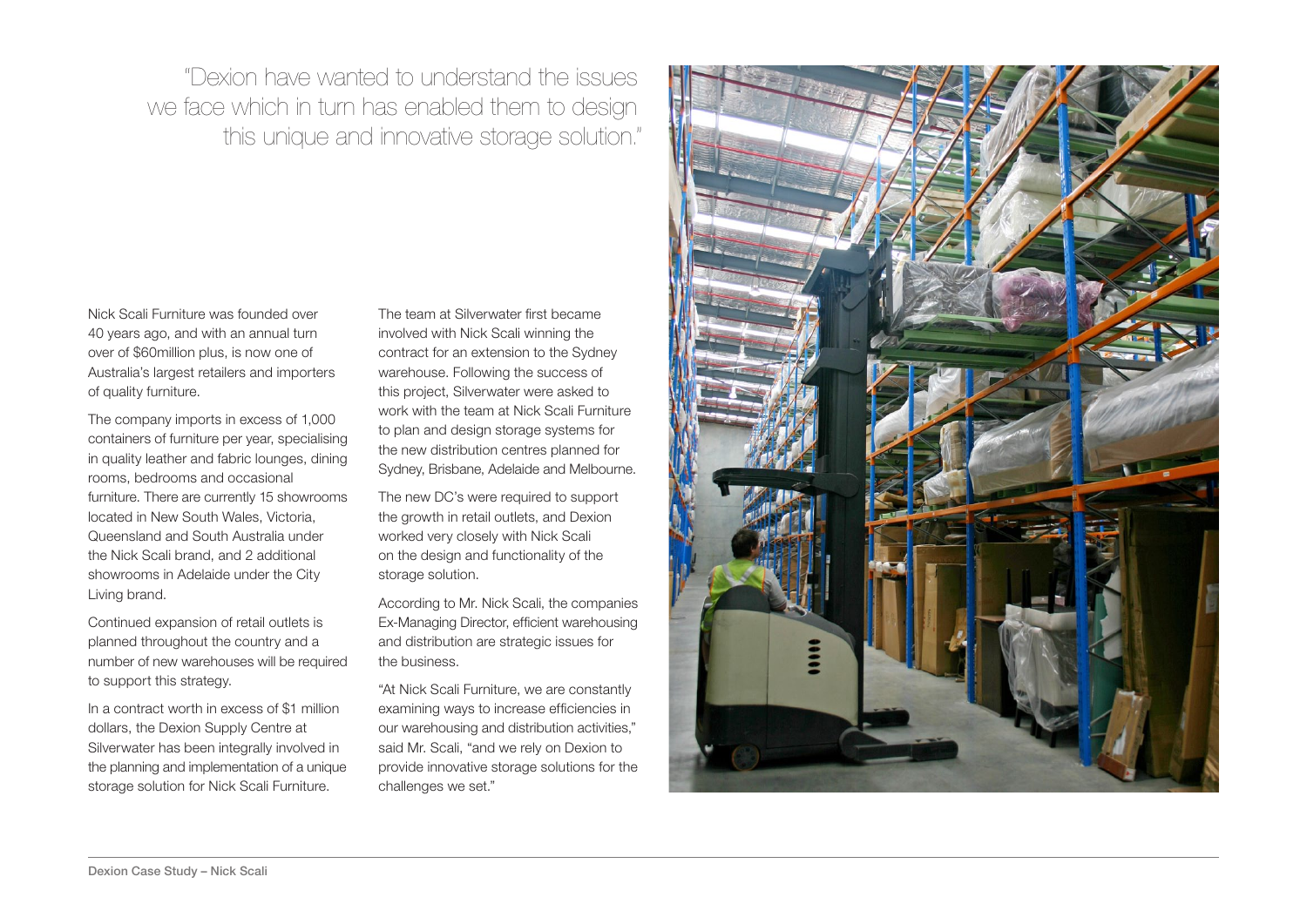"Dexion have wanted to understand the issues we face which in turn has enabled them to design this unique and innovative storage solution."

Nick Scali Furniture was founded over 40 years ago, and with an annual turn over of $60million plus, is now one of Australia's largest retailers and importers of quality furniture.

The company imports in excess of 1,000 containers of furniture per year, specialising in quality leather and fabric lounges, dining rooms, bedrooms and occasional furniture. There are currently 15 showrooms located in New South Wales, Victoria, Queensland and South Australia under the Nick Scali brand, and 2 additional showrooms in Adelaide under the City Living brand.

Continued expansion of retail outlets is planned throughout the country and a number of new warehouses will be required to support this strategy.

In a contract worth in excess of $1 million dollars, the Dexion Supply Centre at Silverwater has been integrally involved in the planning and implementation of a unique storage solution for Nick Scali Furniture.

The team at Silverwater first became involved with Nick Scali winning the contract for an extension to the Sydney warehouse. Following the success of this project, Silverwater were asked to work with the team at Nick Scali Furniture to plan and design storage systems for the new distribution centres planned for Sydney, Brisbane, Adelaide and Melbourne.

The new DC's were required to support the growth in retail outlets, and Dexion worked very closely with Nick Scali on the design and functionality of the storage solution.

According to Mr. Nick Scali, the companies Ex-Managing Director, efficient warehousing and distribution are strategic issues for the business.

"At Nick Scali Furniture, we are constantly examining ways to increase efficiencies in our warehousing and distribution activities," said Mr. Scali, "and we rely on Dexion to provide innovative storage solutions for the challenges we set."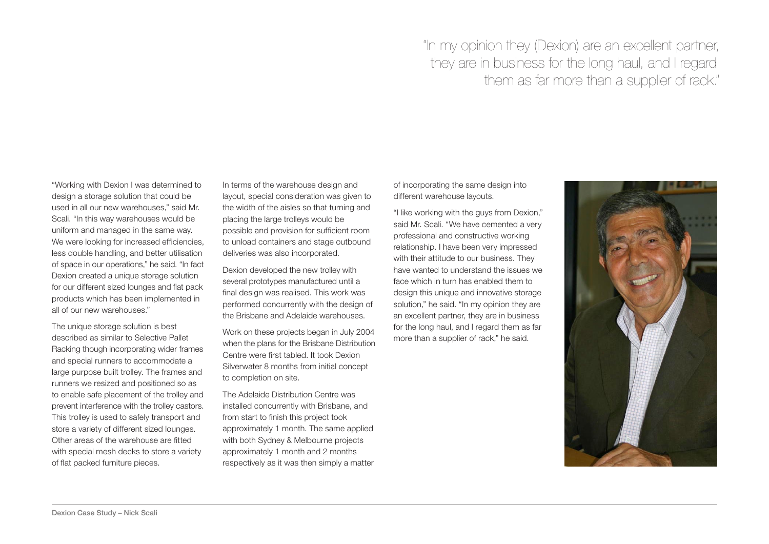"In my opinion they (Dexion) are an excellent partner, they are in business for the long haul, and I regard them as far more than a supplier of rack."

"Working with Dexion I was determined to design a storage solution that could be used in all our new warehouses," said Mr. Scali. "In this way warehouses would be uniform and managed in the same way. We were looking for increased efficiencies, less double handling, and better utilisation of space in our operations," he said. "In fact Dexion created a unique storage solution for our different sized lounges and flat pack products which has been implemented in all of our new warehouses."

The unique storage solution is best described as similar to Selective Pallet Racking though incorporating wider frames and special runners to accommodate a large purpose built trolley. The frames and runners we resized and positioned so as to enable safe placement of the trolley and prevent interference with the trolley castors. This trolley is used to safely transport and store a variety of different sized lounges. Other areas of the warehouse are fitted with special mesh decks to store a variety of flat packed furniture pieces.

In terms of the warehouse design and layout, special consideration was given to the width of the aisles so that turning and placing the large trolleys would be possible and provision for sufficient room to unload containers and stage outbound deliveries was also incorporated.

Dexion developed the new trolley with several prototypes manufactured until a final design was realised. This work was performed concurrently with the design of the Brisbane and Adelaide warehouses.

Work on these projects began in July 2004 when the plans for the Brisbane Distribution Centre were first tabled. It took Dexion Silverwater 8 months from initial concept to completion on site.

The Adelaide Distribution Centre was installed concurrently with Brisbane, and from start to finish this project took approximately 1 month. The same applied with both Sydney & Melbourne projects approximately 1 month and 2 months respectively as it was then simply a matter of incorporating the same design into different warehouse layouts.

"I like working with the guys from Dexion," said Mr. Scali. "We have cemented a very professional and constructive working relationship. I have been very impressed with their attitude to our business. They have wanted to understand the issues we face which in turn has enabled them to design this unique and innovative storage solution," he said. "In my opinion they are an excellent partner, they are in business for the long haul, and I regard them as far more than a supplier of rack," he said.